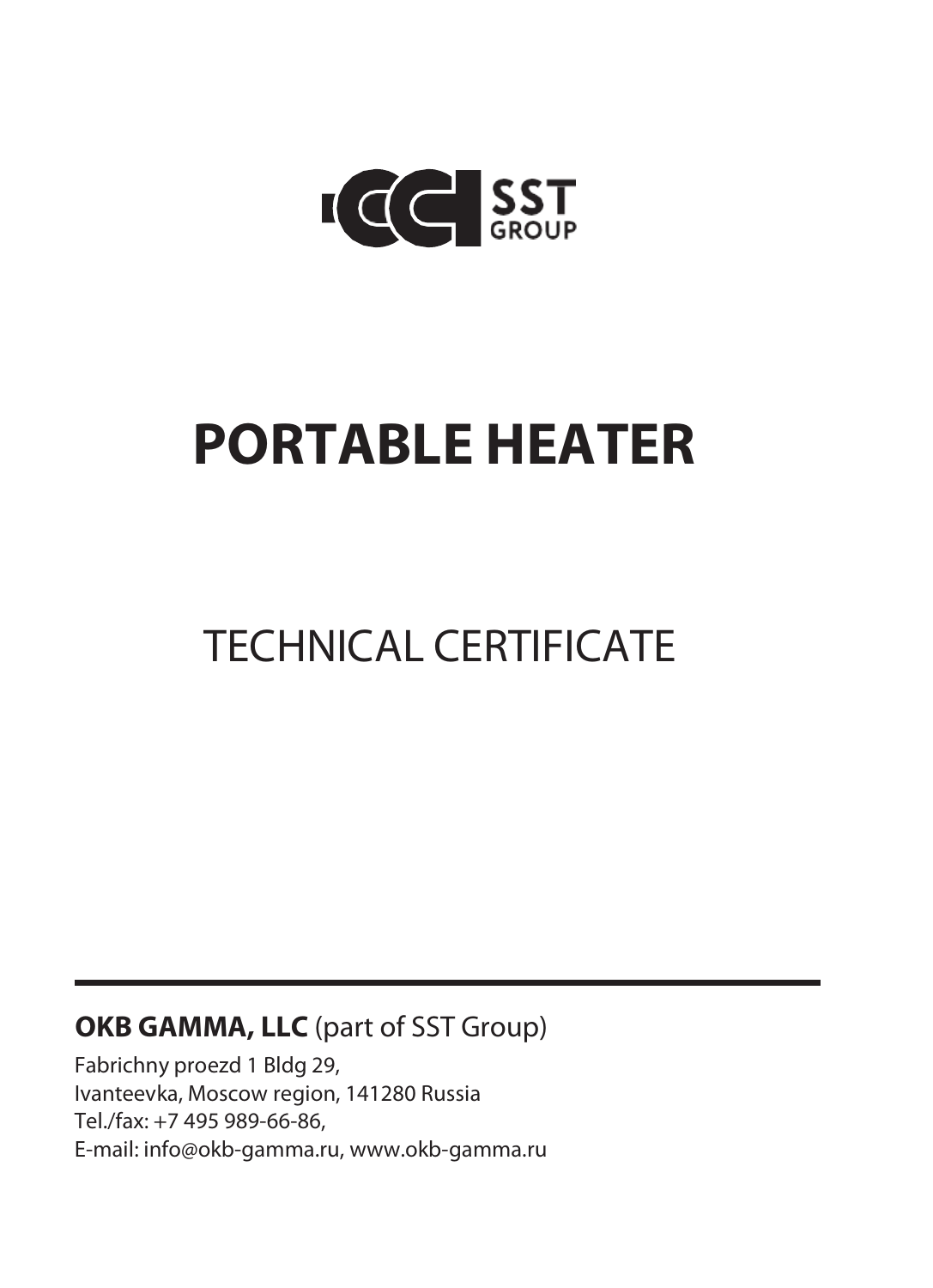SST GROUP

# PORTABLE HEATER

## TECHNICAL CERTIFICATE

---

**OKB GAMMA, LLC** (part of SST Group)

Fabrichny proezd 1 Bldg 29,
Ivanteevka, Moscow region, 141280 Russia
Tel./fax: +7 495 989-66-86,
E-mail: info@okb-gamma.ru, www.okb-gamma.ru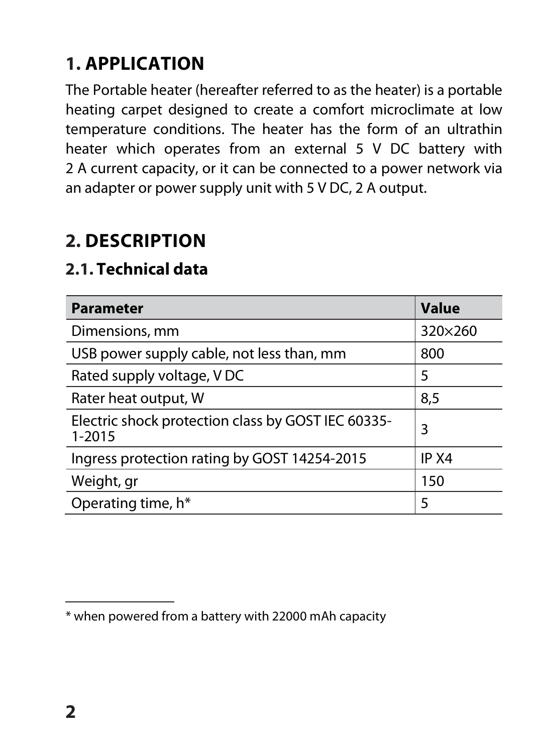# 1. APPLICATION

The Portable heater (hereafter referred to as the heater) is a portable heating carpet designed to create a comfort microclimate at low temperature conditions. The heater has the form of an ultrathin heater which operates from an external 5 V DC battery with 2 A current capacity, or it can be connected to a power network via an adapter or power supply unit with 5 V DC, 2 A output.

# 2. DESCRIPTION

## 2.1. Technical data

| Parameter | Value |
|---|---|
| Dimensions, mm | 320×260 |
| USB power supply cable, not less than, mm | 800 |
| Rated supply voltage, V DC | 5 |
| Rater heat output, W | 8,5 |
| Electric shock protection class by GOST IEC 60335-1-2015 | 3 |
| Ingress protection rating by GOST 14254-2015 | IP X4 |
| Weight, gr | 150 |
| Operating time, h* | 5 |

* when powered from a battery with 22000 mAh capacity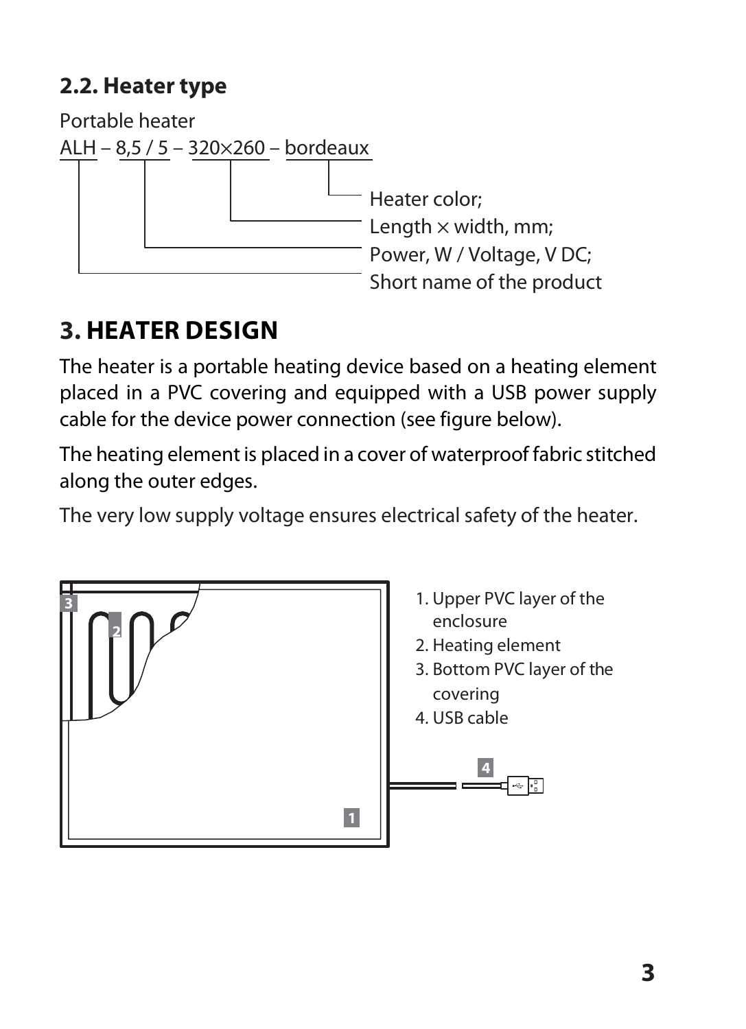### 2.2. Heater type

Portable heater

ALH – 8,5 / 5 – 320×260 – bordeaux

- Heater color;
- Length × width, mm;
- Power, W / Voltage, V DC;
- Short name of the product

## 3. HEATER DESIGN

The heater is a portable heating device based on a heating element placed in a PVC covering and equipped with a USB power supply cable for the device power connection (see figure below).

The heating element is placed in a cover of waterproof fabric stitched along the outer edges.

The very low supply voltage ensures electrical safety of the heater.

1. Upper PVC layer of the enclosure
2. Heating element
3. Bottom PVC layer of the covering
4. USB cable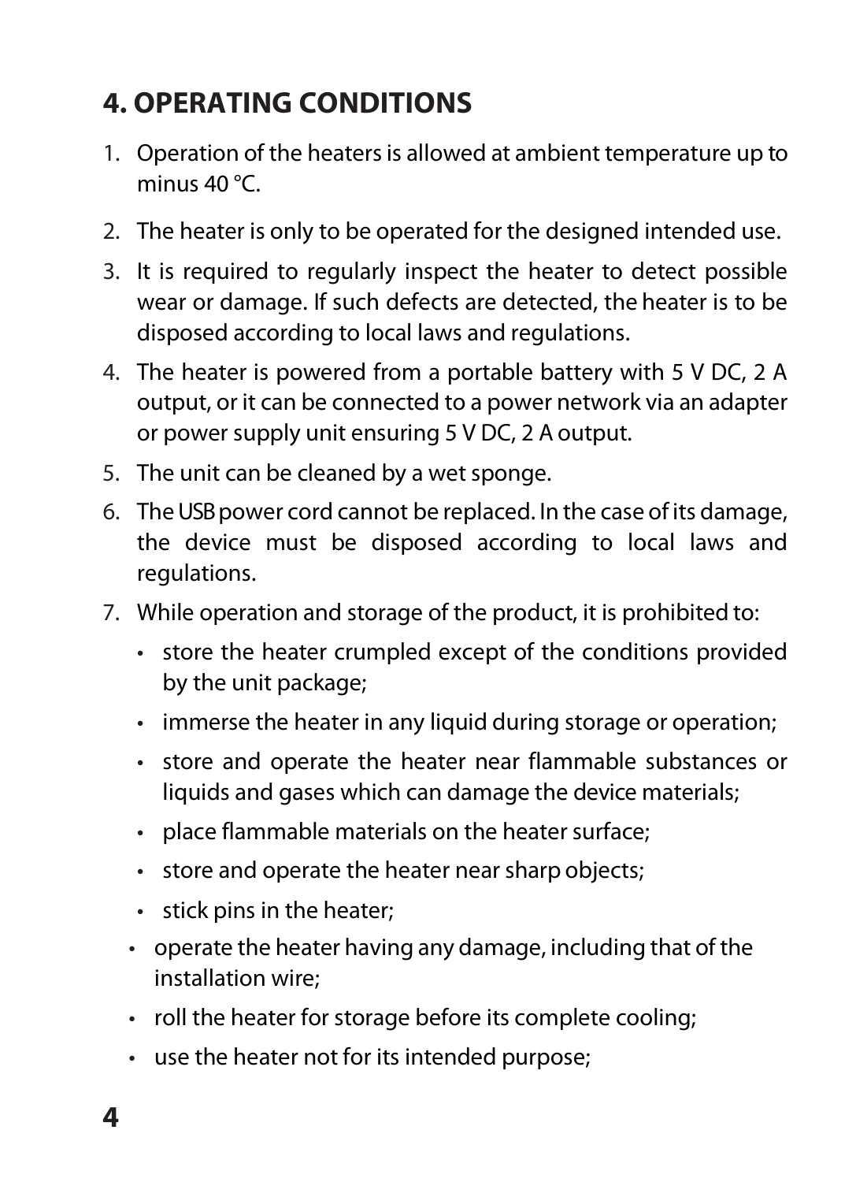## 4. OPERATING CONDITIONS

1. Operation of the heaters is allowed at ambient temperature up to minus 40 °C.
2. The heater is only to be operated for the designed intended use.
3. It is required to regularly inspect the heater to detect possible wear or damage. If such defects are detected, the heater is to be disposed according to local laws and regulations.
4. The heater is powered from a portable battery with 5 V DC, 2 A output, or it can be connected to a power network via an adapter or power supply unit ensuring 5 V DC, 2 A output.
5. The unit can be cleaned by a wet sponge.
6. The USB power cord cannot be replaced. In the case of its damage, the device must be disposed according to local laws and regulations.
7. While operation and storage of the product, it is prohibited to:
   - store the heater crumpled except of the conditions provided by the unit package;
   - immerse the heater in any liquid during storage or operation;
   - store and operate the heater near flammable substances or liquids and gases which can damage the device materials;
   - place flammable materials on the heater surface;
   - store and operate the heater near sharp objects;
   - stick pins in the heater;
   - operate the heater having any damage, including that of the installation wire;
   - roll the heater for storage before its complete cooling;
   - use the heater not for its intended purpose;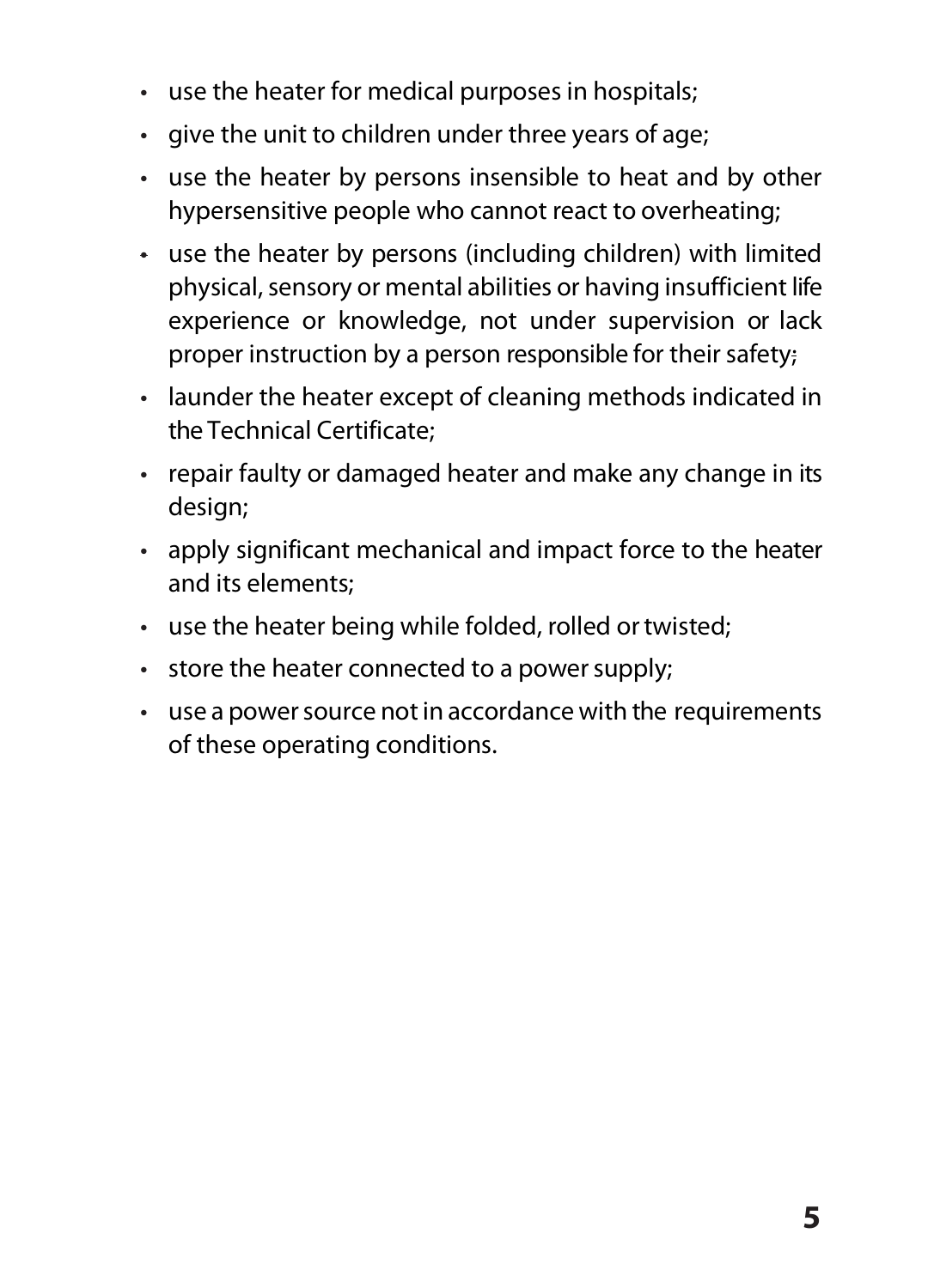- use the heater for medical purposes in hospitals;
- give the unit to children under three years of age;
- use the heater by persons insensible to heat and by other hypersensitive people who cannot react to overheating;
- use the heater by persons (including children) with limited physical, sensory or mental abilities or having insufficient life experience or knowledge, not under supervision or lack proper instruction by a person responsible for their safety;
- launder the heater except of cleaning methods indicated in the Technical Certificate;
- repair faulty or damaged heater and make any change in its design;
- apply significant mechanical and impact force to the heater and its elements;
- use the heater being while folded, rolled or twisted;
- store the heater connected to a power supply;
- use a power source not in accordance with the requirements of these operating conditions.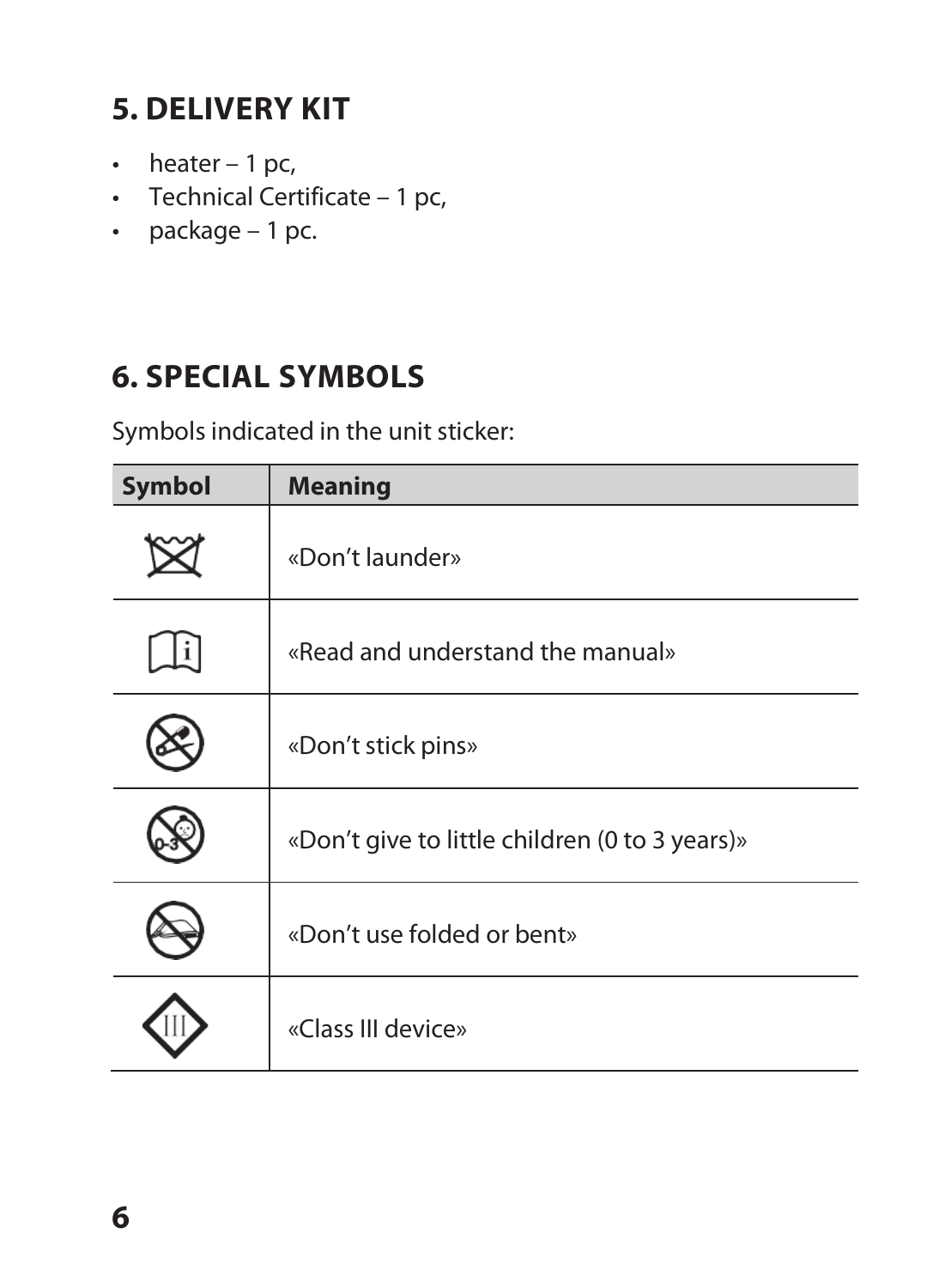## 5. DELIVERY KIT

- heater – 1 pc,
- Technical Certificate – 1 pc,
- package – 1 pc.

## 6. SPECIAL SYMBOLS

Symbols indicated in the unit sticker:

| Symbol | Meaning |
|---|---|
| | «Don’t launder» |
| | «Read and understand the manual» |
| | «Don’t stick pins» |
| | «Don’t give to little children (0 to 3 years)» |
| | «Don’t use folded or bent» |
| | «Class III device» |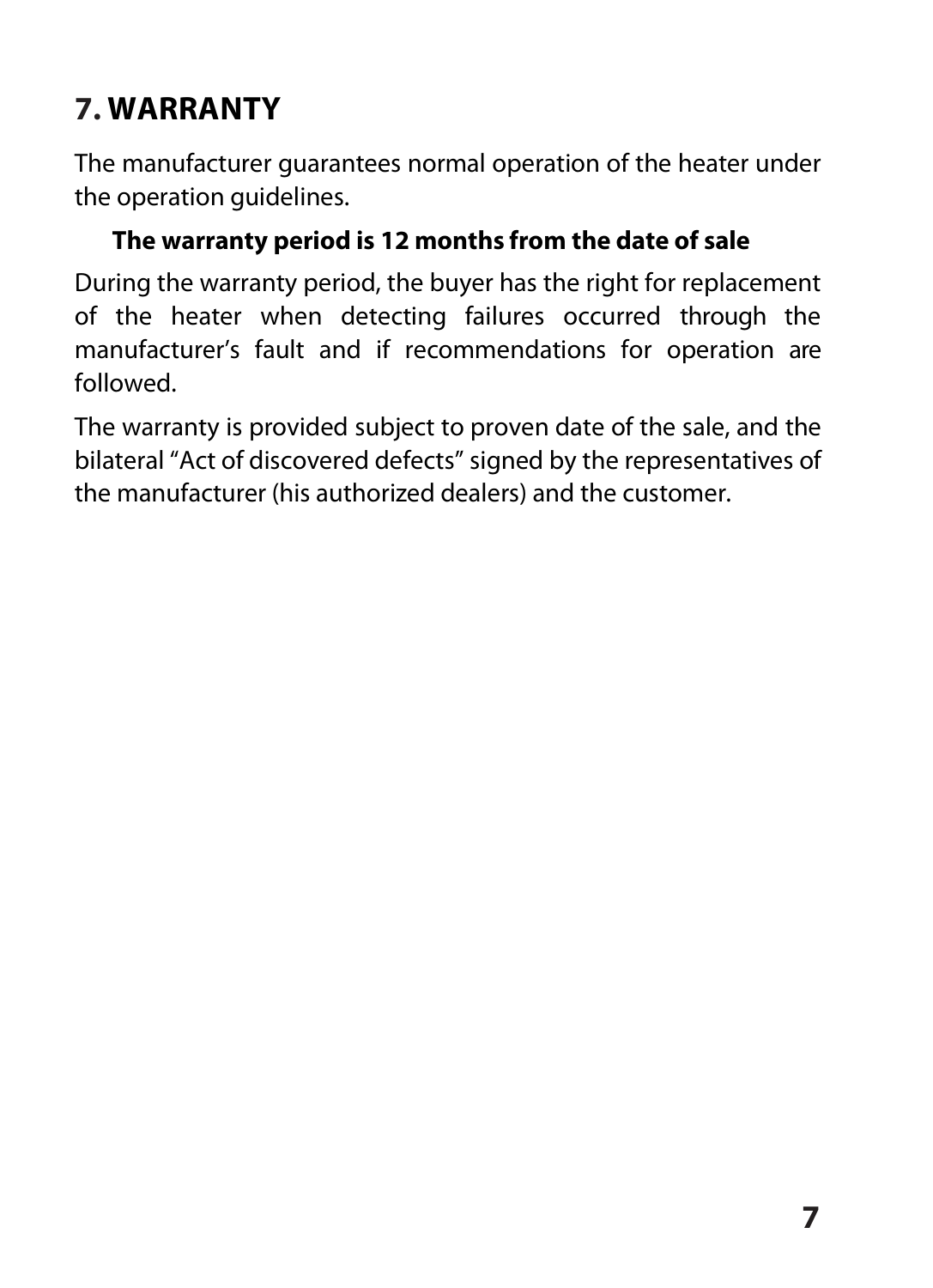## 7. WARRANTY

The manufacturer guarantees normal operation of the heater under the operation guidelines.

**The warranty period is 12 months from the date of sale**

During the warranty period, the buyer has the right for replacement of the heater when detecting failures occurred through the manufacturer's fault and if recommendations for operation are followed.

The warranty is provided subject to proven date of the sale, and the bilateral "Act of discovered defects" signed by the representatives of the manufacturer (his authorized dealers) and the customer.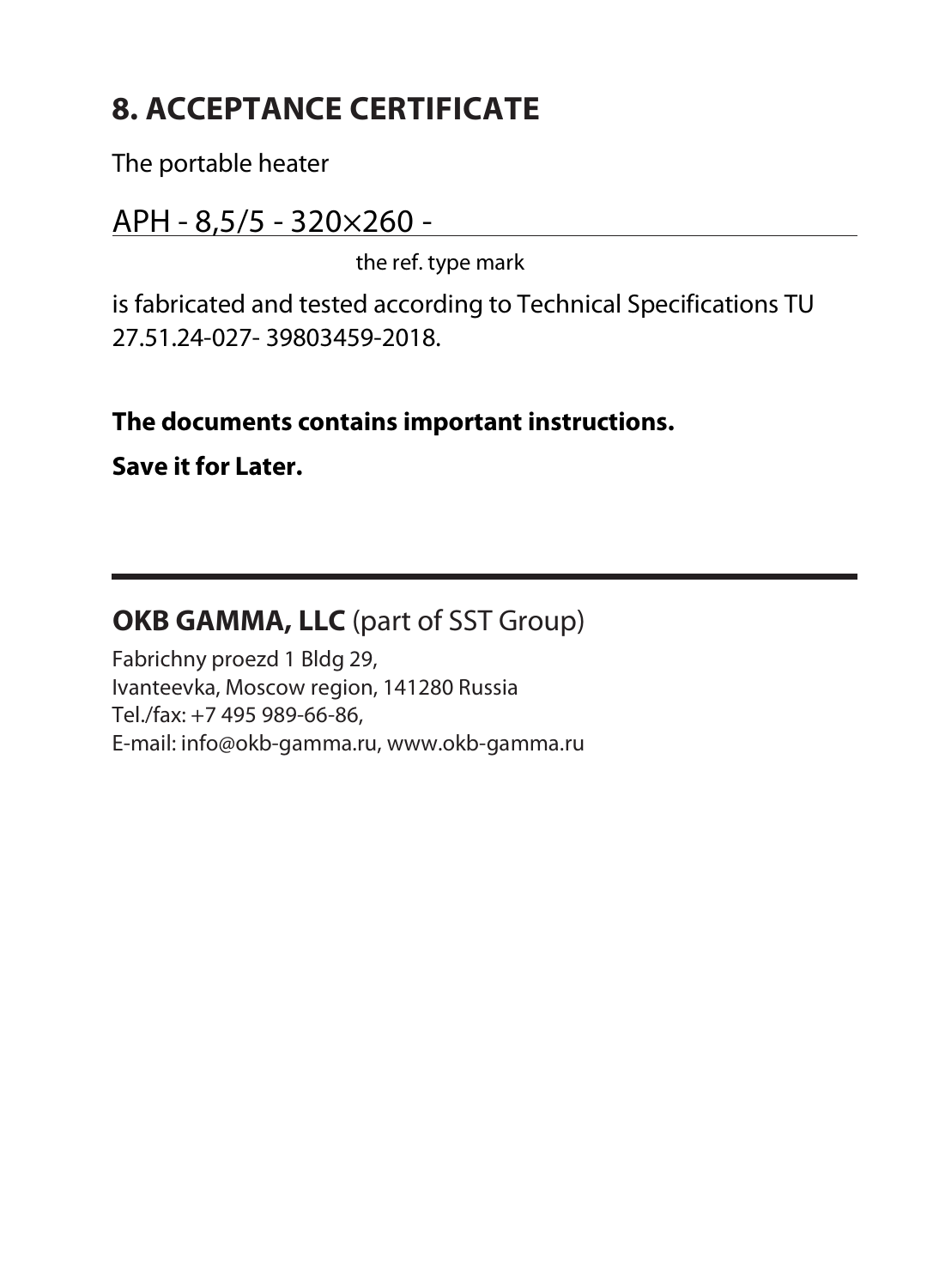## 8. ACCEPTANCE CERTIFICATE

The portable heater

APH - 8,5/5 - 320×260 - ______________________________

the ref. type mark

is fabricated and tested according to Technical Specifications TU 27.51.24-027- 39803459-2018.

**The documents contains important instructions.**

**Save it for Later.**

---

**OKB GAMMA, LLC** (part of SST Group)

Fabrichny proezd 1 Bldg 29,
Ivanteevka, Moscow region, 141280 Russia
Tel./fax: +7 495 989-66-86,
E-mail: info@okb-gamma.ru, www.okb-gamma.ru